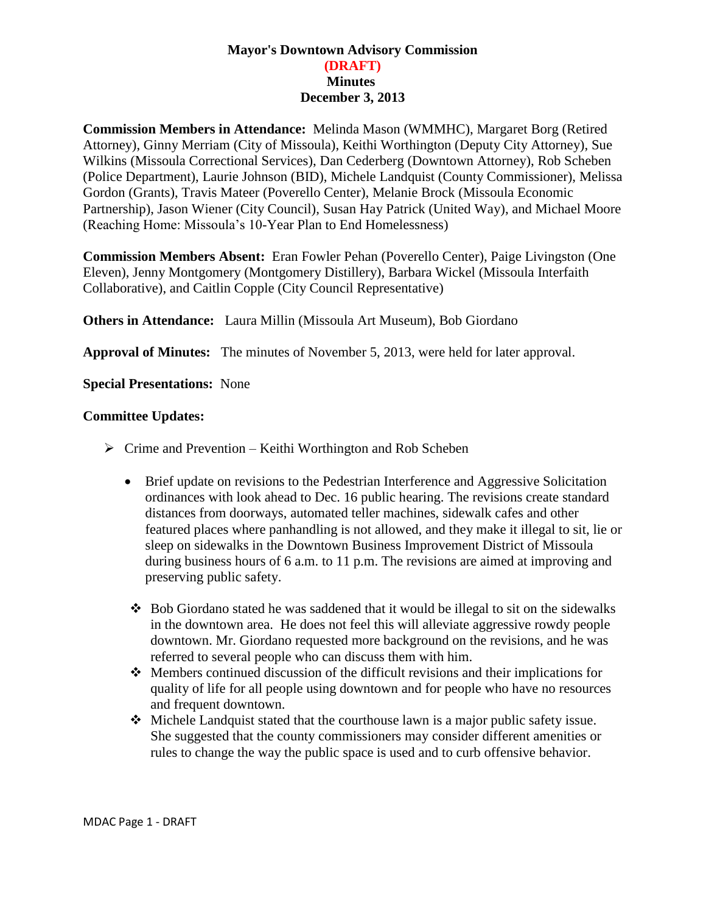# Mayor's Downtown Advisory Commission

**(DRAFT)**

**Minutes**

**December 3, 2013**

**Commission Members in Attendance:** Melinda Mason (WMMHC), Margaret Borg (Retired Attorney), Ginny Merriam (City of Missoula), Keithi Worthington (Deputy City Attorney), Sue Wilkins (Missoula Correctional Services), Dan Cederberg (Downtown Attorney), Rob Scheben (Police Department), Laurie Johnson (BID), Michele Landquist (County Commissioner), Melissa Gordon (Grants), Travis Mateer (Poverello Center), Melanie Brock (Missoula Economic Partnership), Jason Wiener (City Council), Susan Hay Patrick (United Way), and Michael Moore (Reaching Home: Missoula's 10-Year Plan to End Homelessness)

**Commission Members Absent:** Eran Fowler Pehan (Poverello Center), Paige Livingston (One Eleven), Jenny Montgomery (Montgomery Distillery), Barbara Wickel (Missoula Interfaith Collaborative), and Caitlin Copple (City Council Representative)

**Others in Attendance:** Laura Millin (Missoula Art Museum), Bob Giordano

**Approval of Minutes:** The minutes of November 5, 2013, were held for later approval.

**Special Presentations:** None

**Committee Updates:**

- Crime and Prevention – Keithi Worthington and Rob Scheben
  - Brief update on revisions to the Pedestrian Interference and Aggressive Solicitation ordinances with look ahead to Dec. 16 public hearing. The revisions create standard distances from doorways, automated teller machines, sidewalk cafes and other featured places where panhandling is not allowed, and they make it illegal to sit, lie or sleep on sidewalks in the Downtown Business Improvement District of Missoula during business hours of 6 a.m. to 11 p.m. The revisions are aimed at improving and preserving public safety.
    - Bob Giordano stated he was saddened that it would be illegal to sit on the sidewalks in the downtown area. He does not feel this will alleviate aggressive rowdy people downtown. Mr. Giordano requested more background on the revisions, and he was referred to several people who can discuss them with him.
    - Members continued discussion of the difficult revisions and their implications for quality of life for all people using downtown and for people who have no resources and frequent downtown.
    - Michele Landquist stated that the courthouse lawn is a major public safety issue. She suggested that the county commissioners may consider different amenities or rules to change the way the public space is used and to curb offensive behavior.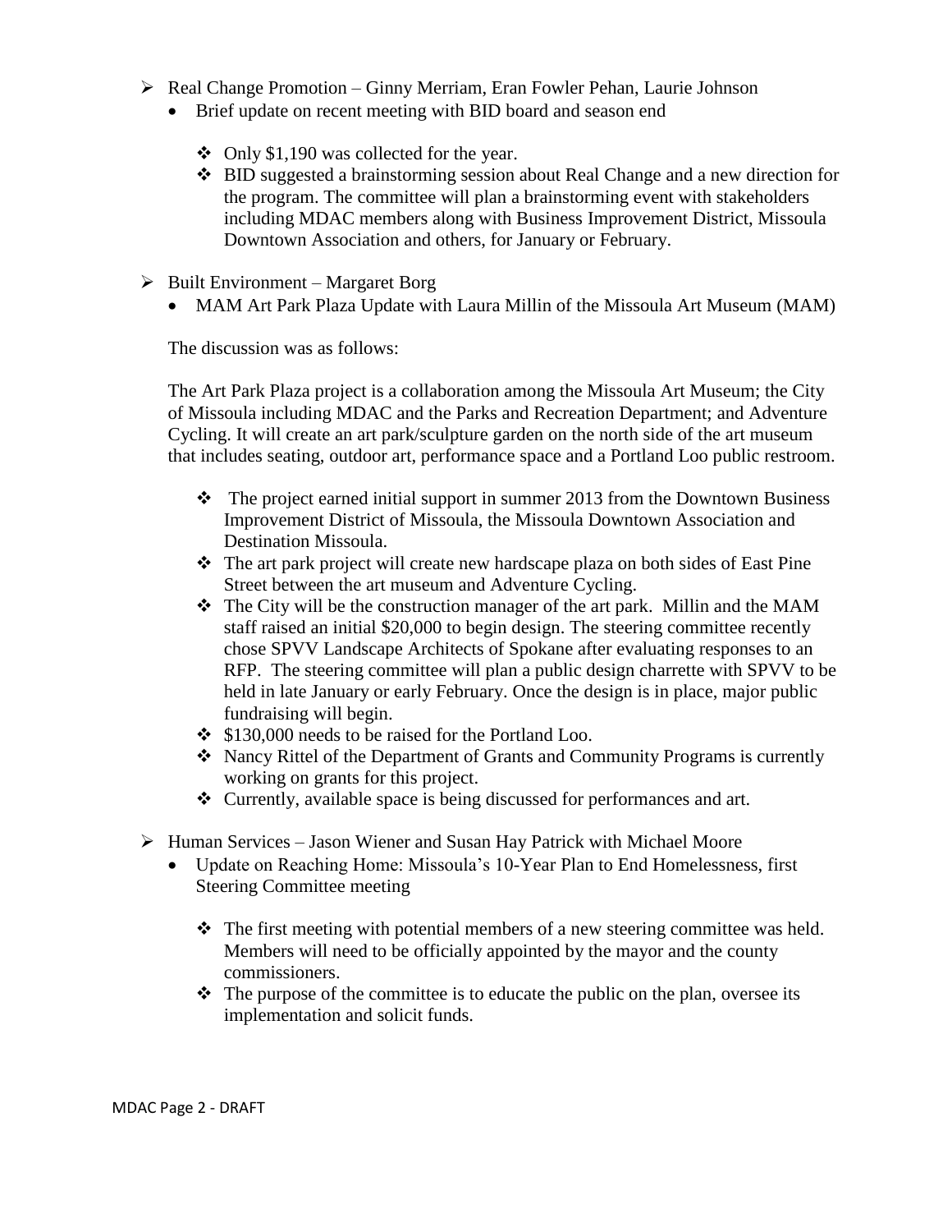- Real Change Promotion – Ginny Merriam, Eran Fowler Pehan, Laurie Johnson
  - Brief update on recent meeting with BID board and season end
    - Only $1,190 was collected for the year.
    - BID suggested a brainstorming session about Real Change and a new direction for the program. The committee will plan a brainstorming event with stakeholders including MDAC members along with Business Improvement District, Missoula Downtown Association and others, for January or February.

- Built Environment – Margaret Borg
  - MAM Art Park Plaza Update with Laura Millin of the Missoula Art Museum (MAM)

  The discussion was as follows:

  The Art Park Plaza project is a collaboration among the Missoula Art Museum; the City of Missoula including MDAC and the Parks and Recreation Department; and Adventure Cycling. It will create an art park/sculpture garden on the north side of the art museum that includes seating, outdoor art, performance space and a Portland Loo public restroom.

    - The project earned initial support in summer 2013 from the Downtown Business Improvement District of Missoula, the Missoula Downtown Association and Destination Missoula.
    - The art park project will create new hardscape plaza on both sides of East Pine Street between the art museum and Adventure Cycling.
    - The City will be the construction manager of the art park. Millin and the MAM staff raised an initial $20,000 to begin design. The steering committee recently chose SPVV Landscape Architects of Spokane after evaluating responses to an RFP. The steering committee will plan a public design charrette with SPVV to be held in late January or early February. Once the design is in place, major public fundraising will begin.
    - $130,000 needs to be raised for the Portland Loo.
    - Nancy Rittel of the Department of Grants and Community Programs is currently working on grants for this project.
    - Currently, available space is being discussed for performances and art.

- Human Services – Jason Wiener and Susan Hay Patrick with Michael Moore
  - Update on Reaching Home: Missoula's 10-Year Plan to End Homelessness, first Steering Committee meeting
    - The first meeting with potential members of a new steering committee was held. Members will need to be officially appointed by the mayor and the county commissioners.
    - The purpose of the committee is to educate the public on the plan, oversee its implementation and solicit funds.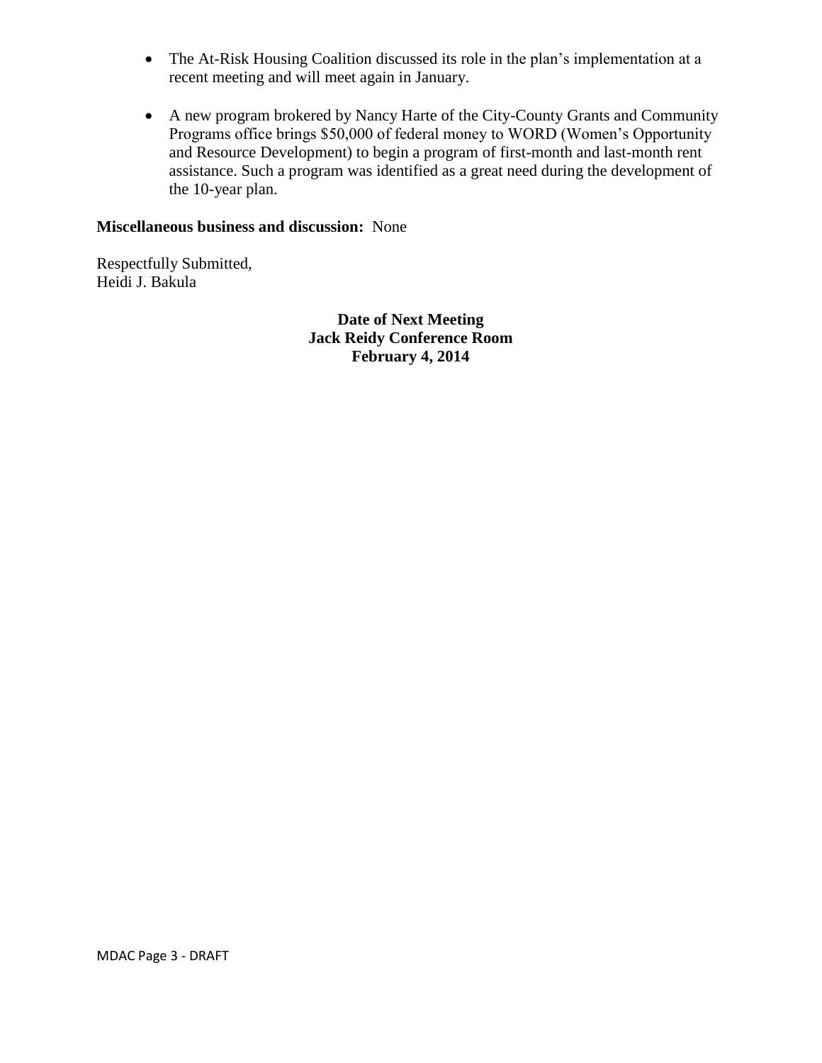- The At-Risk Housing Coalition discussed its role in the plan's implementation at a recent meeting and will meet again in January.

- A new program brokered by Nancy Harte of the City-County Grants and Community Programs office brings $50,000 of federal money to WORD (Women's Opportunity and Resource Development) to begin a program of first-month and last-month rent assistance. Such a program was identified as a great need during the development of the 10-year plan.

**Miscellaneous business and discussion:** None

Respectfully Submitted,
Heidi J. Bakula

**Date of Next Meeting**
**Jack Reidy Conference Room**
**February 4, 2014**